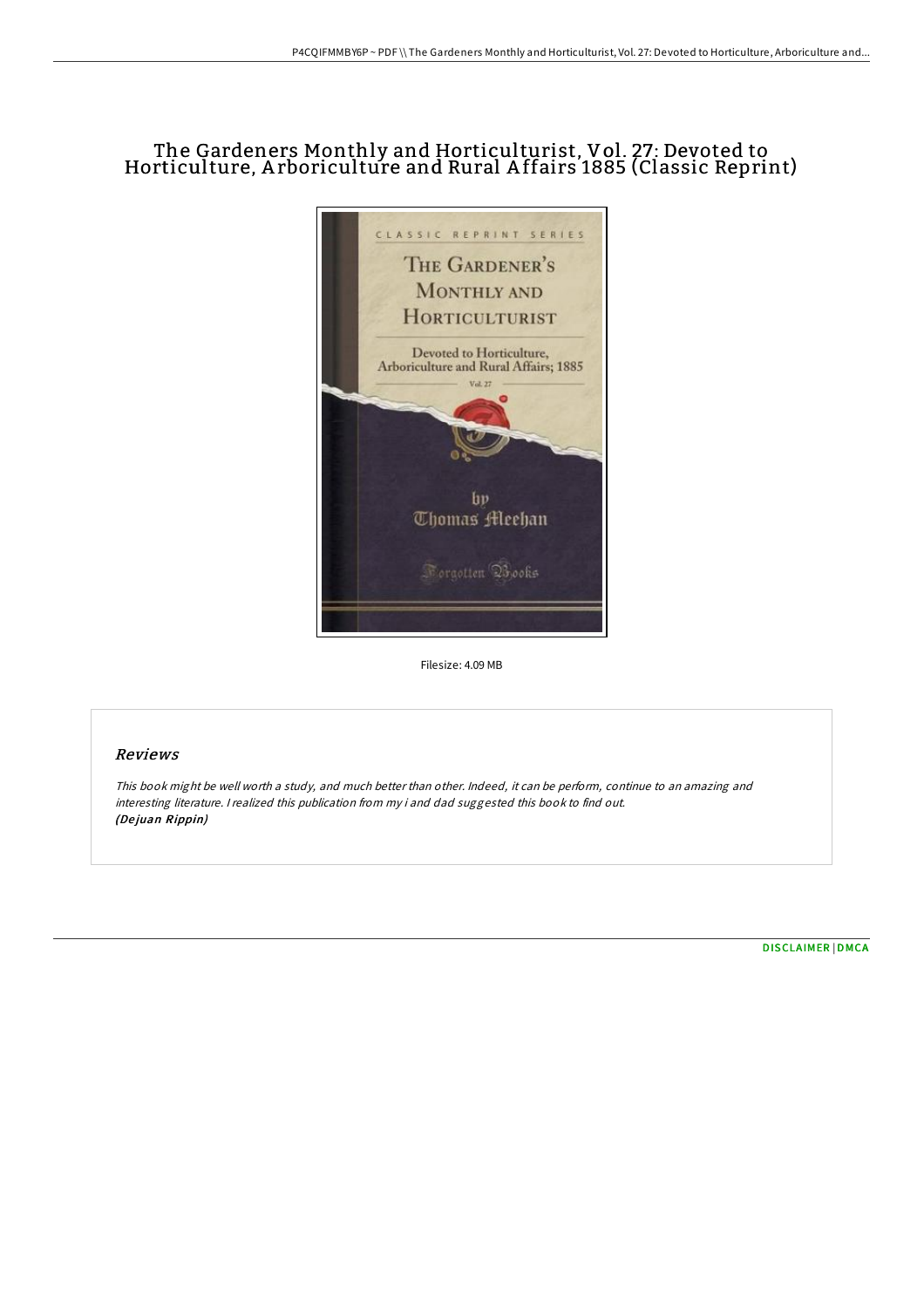# The Gardeners Monthly and Horticulturist, Vol. 27: Devoted to Horticulture, Arboriculture and Rural Affairs 1885 (Classic Reprint)

Filesize: 4.09 MB

## Reviews

*This book might be well worth a study, and much better than other. Indeed, it can be perform, continue to an amazing and interesting literature. I realized this publication from my i and dad suggested this book to find out.*
***(Dejuan Rippin)***

DISCLAIMER | DMCA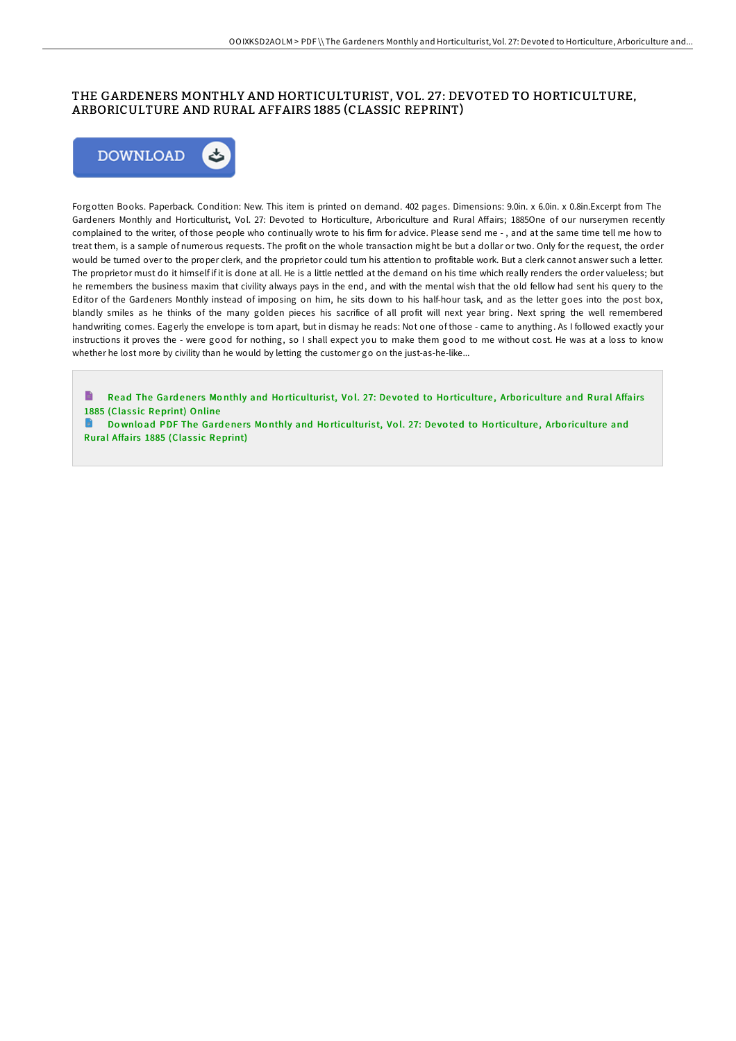# THE GARDENERS MONTHLY AND HORTICULTURIST, VOL. 27: DEVOTED TO HORTICULTURE, ARBORICULTURE AND RURAL AFFAIRS 1885 (CLASSIC REPRINT)

DOWNLOAD

Forgotten Books. Paperback. Condition: New. This item is printed on demand. 402 pages. Dimensions: 9.0in. x 6.0in. x 0.8in.Excerpt from The Gardeners Monthly and Horticulturist, Vol. 27: Devoted to Horticulture, Arboriculture and Rural Affairs; 1885One of our nurserymen recently complained to the writer, of those people who continually wrote to his firm for advice. Please send me - , and at the same time tell me how to treat them, is a sample of numerous requests. The profit on the whole transaction might be but a dollar or two. Only for the request, the order would be turned over to the proper clerk, and the proprietor could turn his attention to profitable work. But a clerk cannot answer such a letter. The proprietor must do it himself if it is done at all. He is a little nettled at the demand on his time which really renders the order valueless; but he remembers the business maxim that civility always pays in the end, and with the mental wish that the old fellow had sent his query to the Editor of the Gardeners Monthly instead of imposing on him, he sits down to his half-hour task, and as the letter goes into the post box, blandly smiles as he thinks of the many golden pieces his sacrifice of all profit will next year bring. Next spring the well remembered handwriting comes. Eagerly the envelope is torn apart, but in dismay he reads: Not one of those - came to anything. As I followed exactly your instructions it proves the - were good for nothing, so I shall expect you to make them good to me without cost. He was at a loss to know whether he lost more by civility than he would by letting the customer go on the just-as-he-like...

Read The Gardeners Monthly and Horticulturist, Vol. 27: Devoted to Horticulture, Arboriculture and Rural Affairs 1885 (Classic Reprint) Online

Download PDF The Gardeners Monthly and Horticulturist, Vol. 27: Devoted to Horticulture, Arboriculture and Rural Affairs 1885 (Classic Reprint)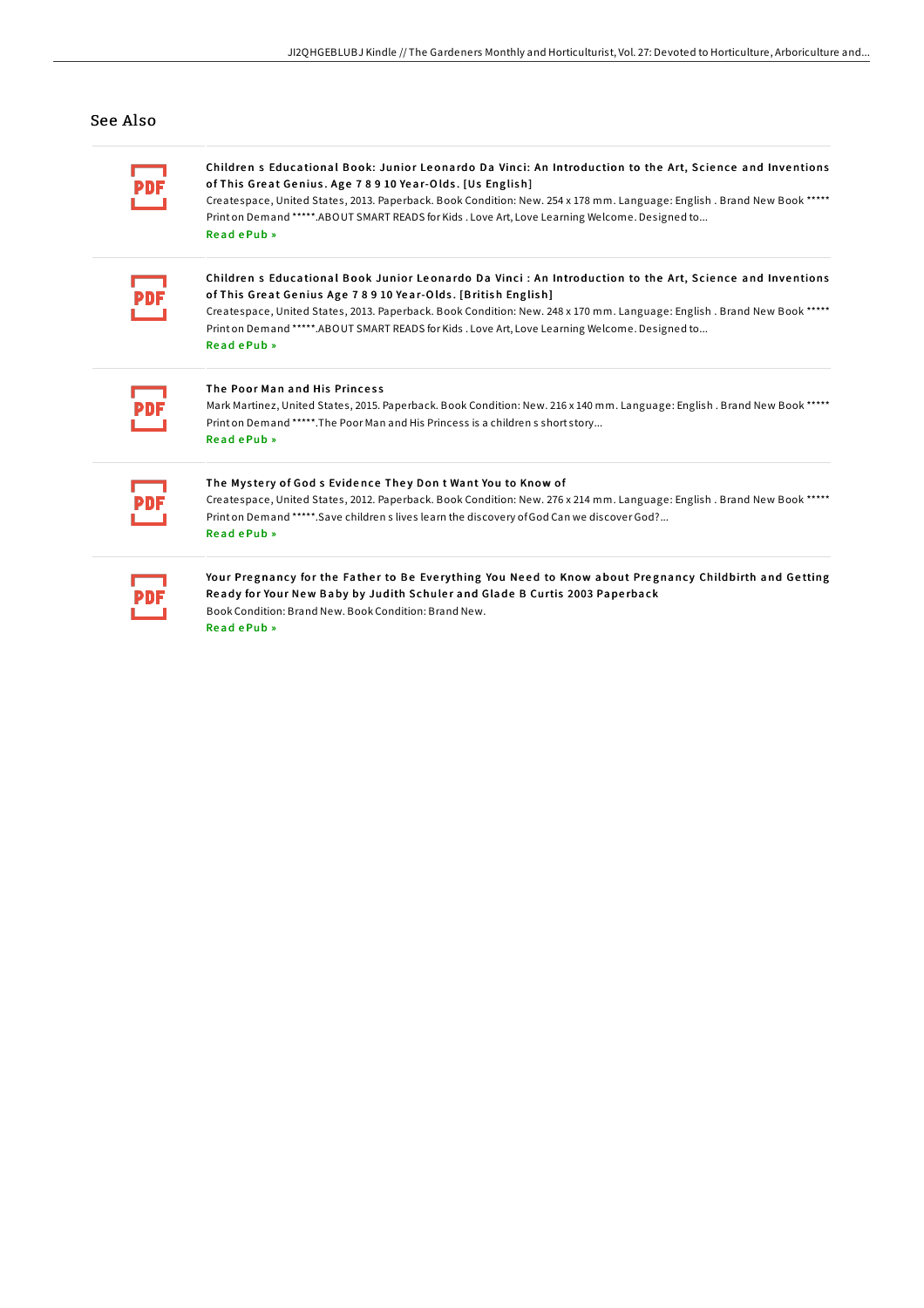## See Also

**Children s Educational Book: Junior Leonardo Da Vinci: An Introduction to the Art, Science and Inventions of This Great Genius. Age 7 8 9 10 Year-Olds. [Us English]**

Createspace, United States, 2013. Paperback. Book Condition: New. 254 x 178 mm. Language: English . Brand New Book ***** Print on Demand *****.ABOUT SMART READS for Kids . Love Art, Love Learning Welcome. Designed to...

Read ePub »

**Children s Educational Book Junior Leonardo Da Vinci : An Introduction to the Art, Science and Inventions of This Great Genius Age 7 8 9 10 Year-Olds. [British English]**

Createspace, United States, 2013. Paperback. Book Condition: New. 248 x 170 mm. Language: English . Brand New Book ***** Print on Demand *****.ABOUT SMART READS for Kids . Love Art, Love Learning Welcome. Designed to...

Read ePub »

**The Poor Man and His Princess**

Mark Martinez, United States, 2015. Paperback. Book Condition: New. 216 x 140 mm. Language: English . Brand New Book ***** Print on Demand *****.The Poor Man and His Princess is a children s short story...

Read ePub »

**The Mystery of God s Evidence They Don t Want You to Know of**

Createspace, United States, 2012. Paperback. Book Condition: New. 276 x 214 mm. Language: English . Brand New Book ***** Print on Demand *****.Save children s lives learn the discovery of God Can we discover God?...

Read ePub »

**Your Pregnancy for the Father to Be Everything You Need to Know about Pregnancy Childbirth and Getting Ready for Your New Baby by Judith Schuler and Glade B Curtis 2003 Paperback**

Book Condition: Brand New. Book Condition: Brand New.

Read ePub »